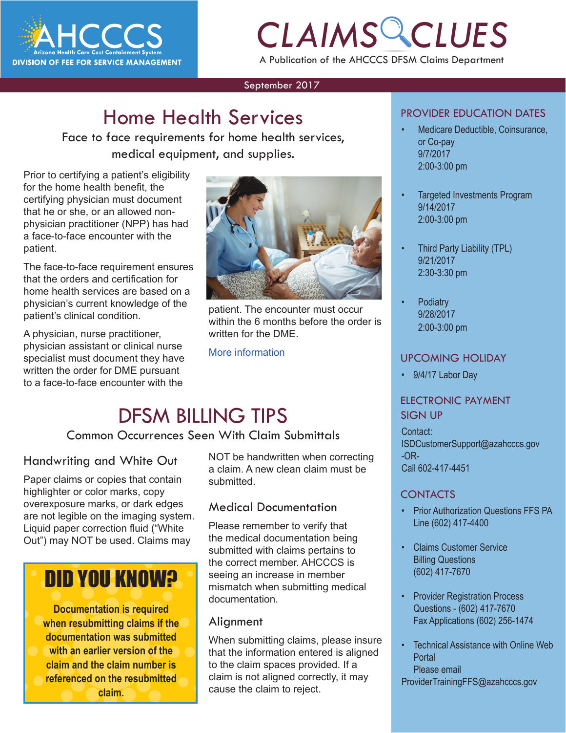# CLAIMS CLUES

AHCCCS — Arizona Health Care Cost Containment System — DIVISION OF FEE FOR SERVICE MANAGEMENT

A Publication of the AHCCCS DFSM Claims Department

September 2017

## Home Health Services

Face to face requirements for home health services, medical equipment, and supplies.

Prior to certifying a patient's eligibility for the home health benefit, the certifying physician must document that he or she, or an allowed non-physician practitioner (NPP) has had a face-to-face encounter with the patient.

The face-to-face requirement ensures that the orders and certification for home health services are based on a physician's current knowledge of the patient's clinical condition.

A physician, nurse practitioner, physician assistant or clinical nurse specialist must document they have written the order for DME pursuant to a face-to-face encounter with the patient. The encounter must occur within the 6 months before the order is written for the DME.

More information

## DFSM BILLING TIPS

Common Occurrences Seen With Claim Submittals

### Handwriting and White Out

Paper claims or copies that contain highlighter or color marks, copy overexposure marks, or dark edges are not legible on the imaging system. Liquid paper correction fluid ("White Out") may NOT be used. Claims may NOT be handwritten when correcting a claim. A new clean claim must be submitted.

### DID YOU KNOW?

**Documentation is required when resubmitting claims if the documentation was submitted with an earlier version of the claim and the claim number is referenced on the resubmitted claim.**

### Medical Documentation

Please remember to verify that the medical documentation being submitted with claims pertains to the correct member. AHCCCS is seeing an increase in member mismatch when submitting medical documentation.

### Alignment

When submitting claims, please insure that the information entered is aligned to the claim spaces provided. If a claim is not aligned correctly, it may cause the claim to reject.

## PROVIDER EDUCATION DATES

- Medicare Deductible, Coinsurance, or Co-pay
  9/7/2017
  2:00-3:00 pm
- Targeted Investments Program
  9/14/2017
  2:00-3:00 pm
- Third Party Liability (TPL)
  9/21/2017
  2:30-3:30 pm
- Podiatry
  9/28/2017
  2:00-3:00 pm

## UPCOMING HOLIDAY

- 9/4/17 Labor Day

## ELECTRONIC PAYMENT SIGN UP

Contact:
ISDCustomerSupport@azahcccs.gov
-OR-
Call 602-417-4451

## CONTACTS

- Prior Authorization Questions FFS PA Line (602) 417-4400
- Claims Customer Service
  Billing Questions
  (602) 417-7670
- Provider Registration Process Questions - (602) 417-7670
  Fax Applications (602) 256-1474
- Technical Assistance with Online Web Portal
  Please email
  ProviderTrainingFFS@azahcccs.gov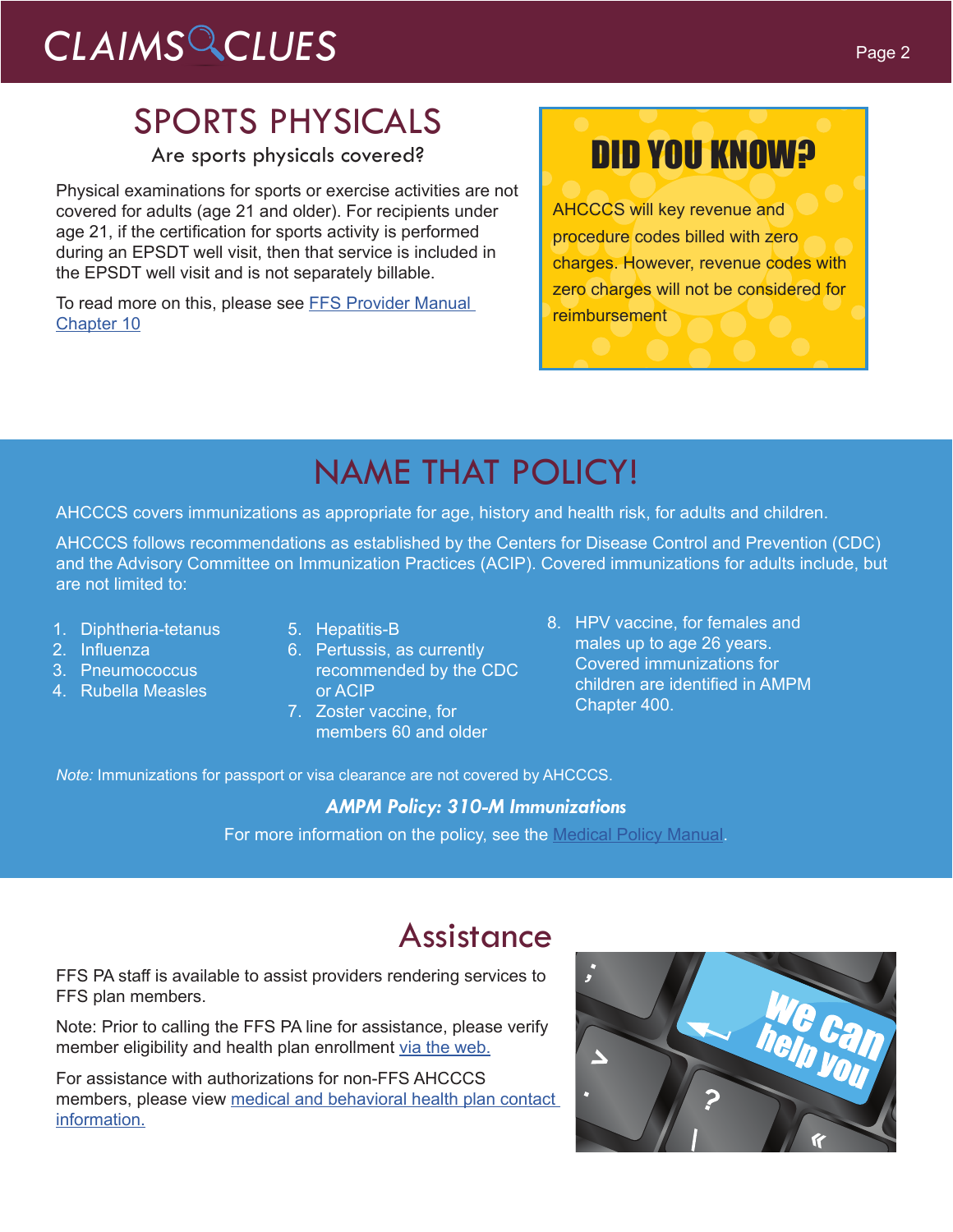## SPORTS PHYSICALS

Are sports physicals covered?

Physical examinations for sports or exercise activities are not covered for adults (age 21 and older). For recipients under age 21, if the certification for sports activity is performed during an EPSDT well visit, then that service is included in the EPSDT well visit and is not separately billable.

To read more on this, please see [FFS Provider Manual Chapter 10]

## DID YOU KNOW?

AHCCCS will key revenue and procedure codes billed with zero charges. However, revenue codes with zero charges will not be considered for reimbursement

## NAME THAT POLICY!

AHCCCS covers immunizations as appropriate for age, history and health risk, for adults and children.

AHCCCS follows recommendations as established by the Centers for Disease Control and Prevention (CDC) and the Advisory Committee on Immunization Practices (ACIP). Covered immunizations for adults include, but are not limited to:

1. Diphtheria-tetanus
2. Influenza
3. Pneumococcus
4. Rubella Measles
5. Hepatitis-B
6. Pertussis, as currently recommended by the CDC or ACIP
7. Zoster vaccine, for members 60 and older
8. HPV vaccine, for females and males up to age 26 years.

Covered immunizations for children are identified in AMPM Chapter 400.

*Note:* Immunizations for passport or visa clearance are not covered by AHCCCS.

***AMPM Policy: 310-M Immunizations***

For more information on the policy, see the [Medical Policy Manual].

## Assistance

FFS PA staff is available to assist providers rendering services to FFS plan members.

Note: Prior to calling the FFS PA line for assistance, please verify member eligibility and health plan enrollment [via the web.]

For assistance with authorizations for non-FFS AHCCCS members, please view [medical and behavioral health plan contact information.]